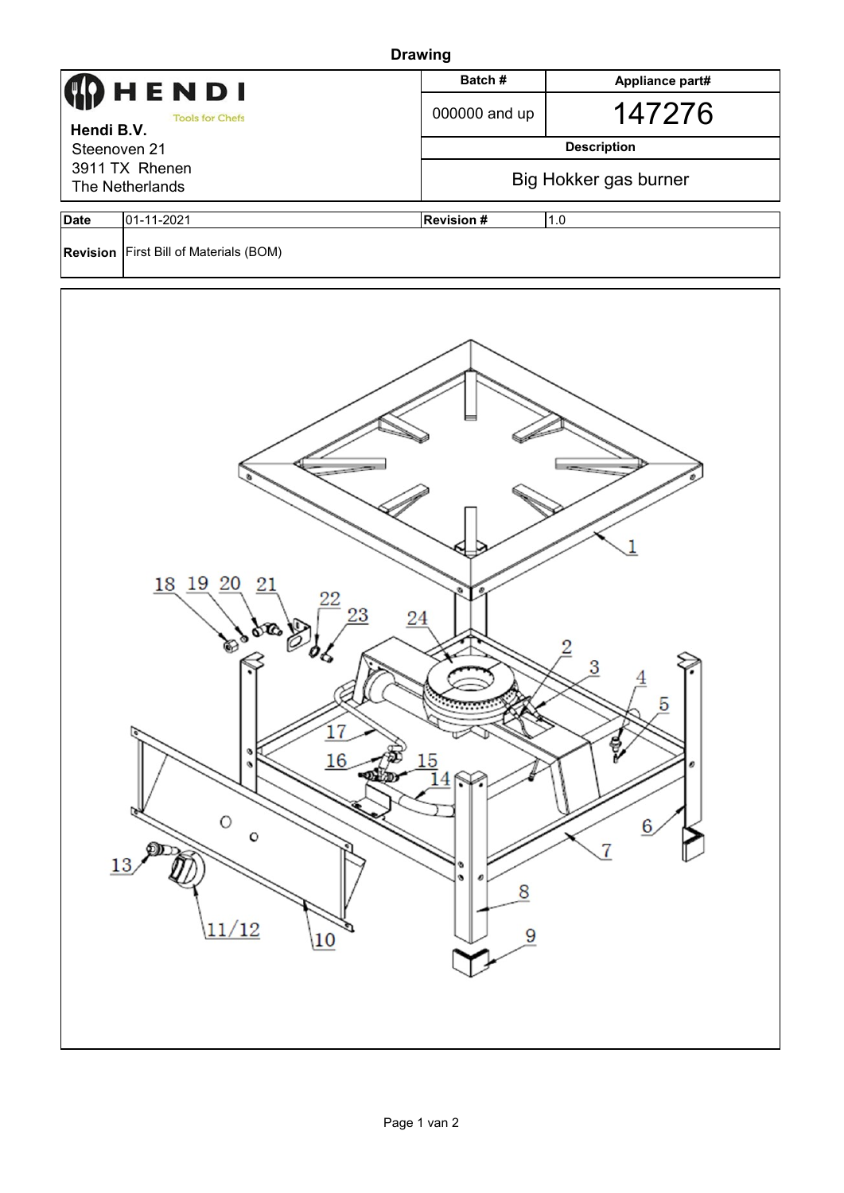**Drawing**

| **HENDI** Tools for Chefs | **Batch #** | **Appliance part#** |
|---|---|---|
| **Hendi B.V.** Steenoven 21 3911 TX Rhenen The Netherlands | 000000 and up | 147276 |
| | **Description** | |
| | Big Hokker gas burner | |

| **Date** | 01-11-2021 | **Revision #** | 1.0 |
|---|---|---|---|
| **Revision** | First Bill of Materials (BOM) | | |

1
2
3
4
5
6
7
8
9
10
11/12
13
14
15
16
17
18
19
20
21
22
23
24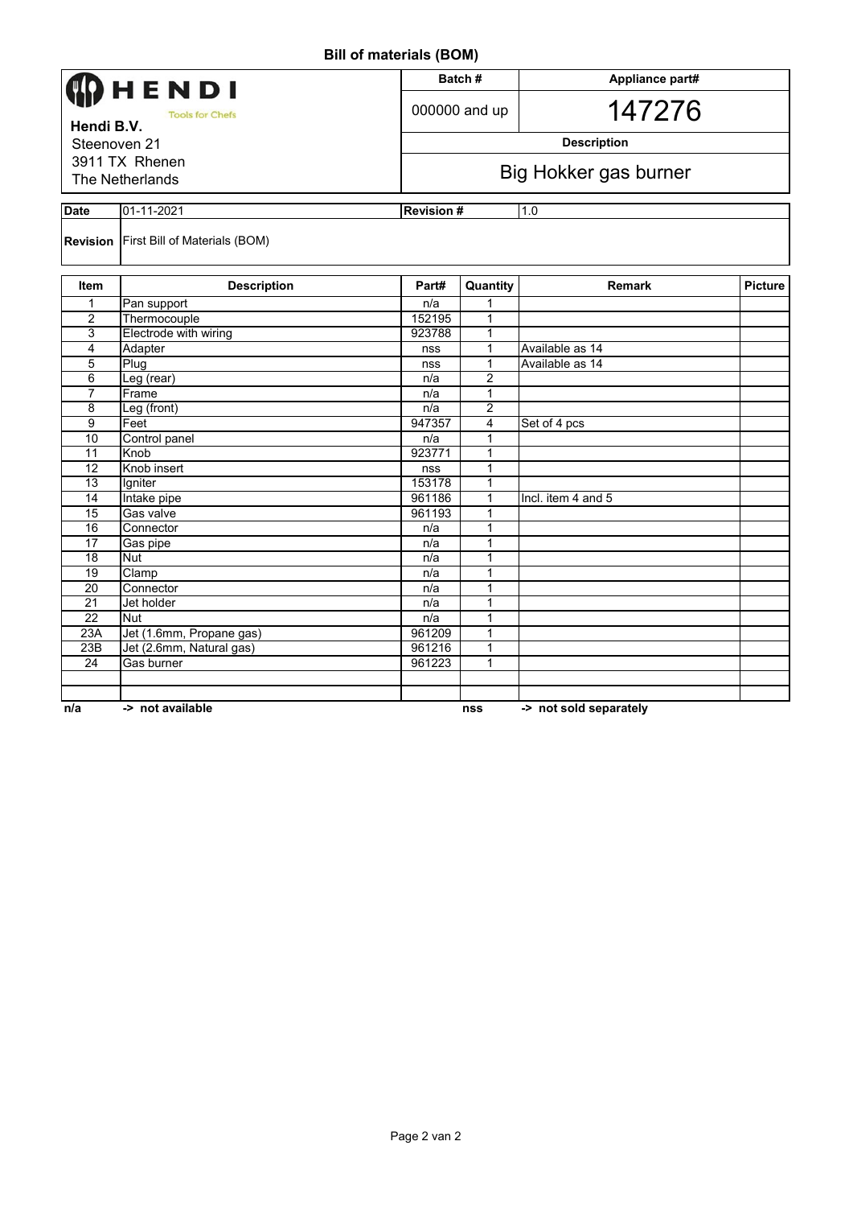# Bill of materials (BOM)

**HENDI** Tools for Chefs

**Hendi B.V.**
Steenoven 21
3911 TX Rhenen
The Netherlands

| Batch # | Appliance part# |
|---|---|
| 000000 and up | 147276 |

| Description |
|---|
| Big Hokker gas burner |

| | | | |
|---|---|---|---|
| **Date** | 01-11-2021 | **Revision #** | 1.0 |
| **Revision** | First Bill of Materials (BOM) | | |

| Item | Description | Part# | Quantity | Remark | Picture |
|---|---|---|---|---|---|
| 1 | Pan support | n/a | 1 | | |
| 2 | Thermocouple | 152195 | 1 | | |
| 3 | Electrode with wiring | 923788 | 1 | | |
| 4 | Adapter | nss | 1 | Available as 14 | |
| 5 | Plug | nss | 1 | Available as 14 | |
| 6 | Leg (rear) | n/a | 2 | | |
| 7 | Frame | n/a | 1 | | |
| 8 | Leg (front) | n/a | 2 | | |
| 9 | Feet | 947357 | 4 | Set of 4 pcs | |
| 10 | Control panel | n/a | 1 | | |
| 11 | Knob | 923771 | 1 | | |
| 12 | Knob insert | nss | 1 | | |
| 13 | Igniter | 153178 | 1 | | |
| 14 | Intake pipe | 961186 | 1 | Incl. item 4 and 5 | |
| 15 | Gas valve | 961193 | 1 | | |
| 16 | Connector | n/a | 1 | | |
| 17 | Gas pipe | n/a | 1 | | |
| 18 | Nut | n/a | 1 | | |
| 19 | Clamp | n/a | 1 | | |
| 20 | Connector | n/a | 1 | | |
| 21 | Jet holder | n/a | 1 | | |
| 22 | Nut | n/a | 1 | | |
| 23A | Jet (1.6mm, Propane gas) | 961209 | 1 | | |
| 23B | Jet (2.6mm, Natural gas) | 961216 | 1 | | |
| 24 | Gas burner | 961223 | 1 | | |
| | | | | | |
| | | | | | |

**n/a -> not available** **nss -> not sold separately**